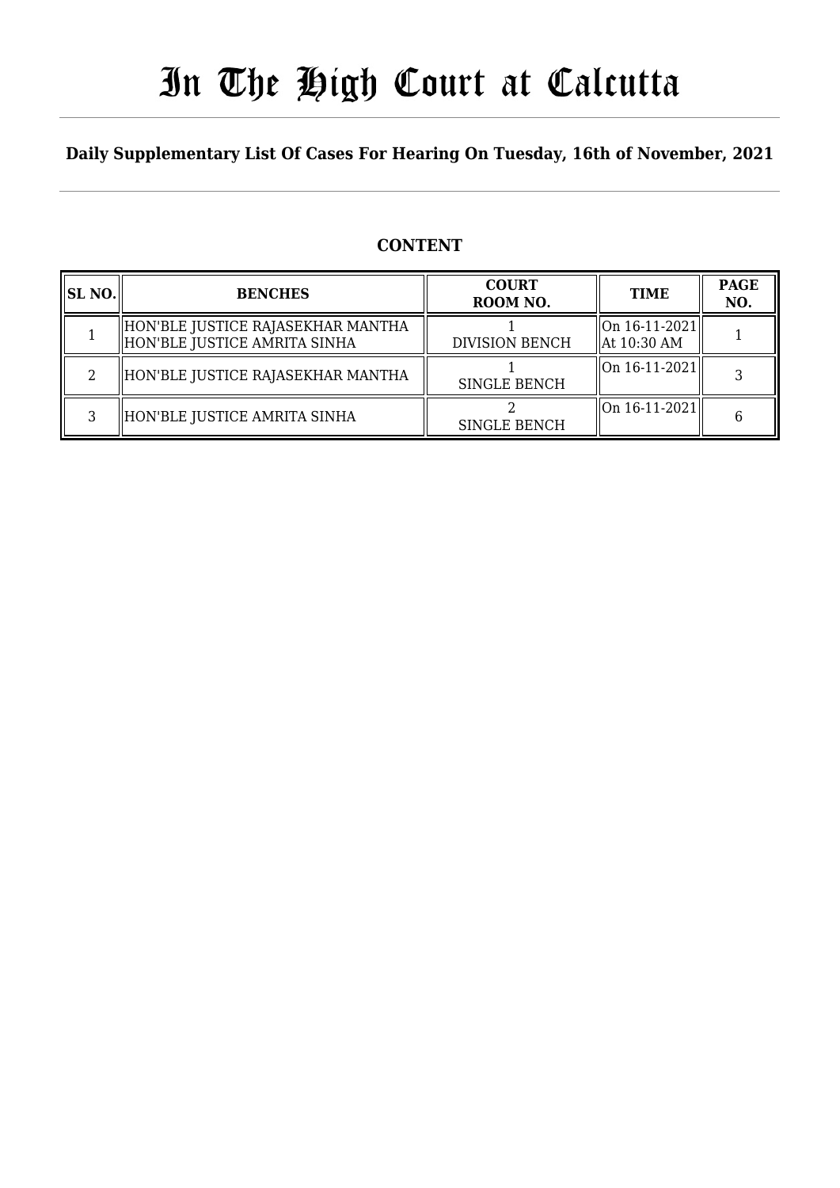# In The High Court at Calcutta

**Daily Supplementary List Of Cases For Hearing On Tuesday, 16th of November, 2021**

## CONTENT

| SL NO. | BENCHES | COURT ROOM NO. | TIME | PAGE NO. |
|---|---|---|---|---|
| 1 | HON'BLE JUSTICE RAJASEKHAR MANTHA<br>HON'BLE JUSTICE AMRITA SINHA | 1<br>DIVISION BENCH | On 16-11-2021<br>At 10:30 AM | 1 |
| 2 | HON'BLE JUSTICE RAJASEKHAR MANTHA | 1<br>SINGLE BENCH | On 16-11-2021 | 3 |
| 3 | HON'BLE JUSTICE AMRITA SINHA | 2<br>SINGLE BENCH | On 16-11-2021 | 6 |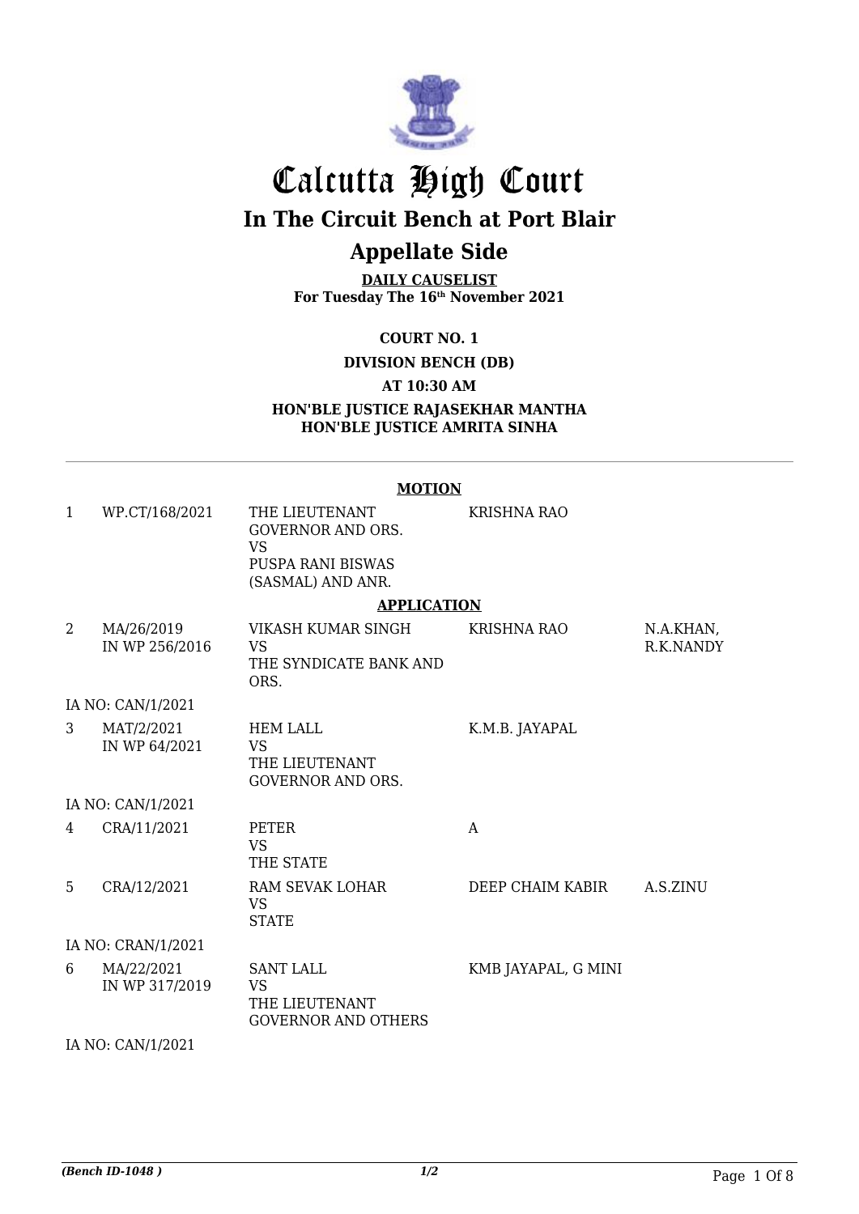# Calcutta High Court

## In The Circuit Bench at Port Blair

## Appellate Side

**DAILY CAUSELIST**
**For Tuesday The 16th November 2021**

**COURT NO. 1**

**DIVISION BENCH (DB)**

**AT 10:30 AM**

**HON'BLE JUSTICE RAJASEKHAR MANTHA**
**HON'BLE JUSTICE AMRITA SINHA**

**MOTION**

| | | | | |
|---|---|---|---|---|
| 1 | WP.CT/168/2021 | THE LIEUTENANT GOVERNOR AND ORS. VS PUSPA RANI BISWAS (SASMAL) AND ANR. | KRISHNA RAO | |

**APPLICATION**

| | | | | |
|---|---|---|---|---|
| 2 | MA/26/2019 IN WP 256/2016 | VIKASH KUMAR SINGH VS THE SYNDICATE BANK AND ORS. | KRISHNA RAO | N.A.KHAN, R.K.NANDY |
| IA NO: CAN/1/2021 | | | | |
| 3 | MAT/2/2021 IN WP 64/2021 | HEM LALL VS THE LIEUTENANT GOVERNOR AND ORS. | K.M.B. JAYAPAL | |
| IA NO: CAN/1/2021 | | | | |
| 4 | CRA/11/2021 | PETER VS THE STATE | A | |
| 5 | CRA/12/2021 | RAM SEVAK LOHAR VS STATE | DEEP CHAIM KABIR | A.S.ZINU |
| IA NO: CRAN/1/2021 | | | | |
| 6 | MA/22/2021 IN WP 317/2019 | SANT LALL VS THE LIEUTENANT GOVERNOR AND OTHERS | KMB JAYAPAL, G MINI | |
| IA NO: CAN/1/2021 | | | | |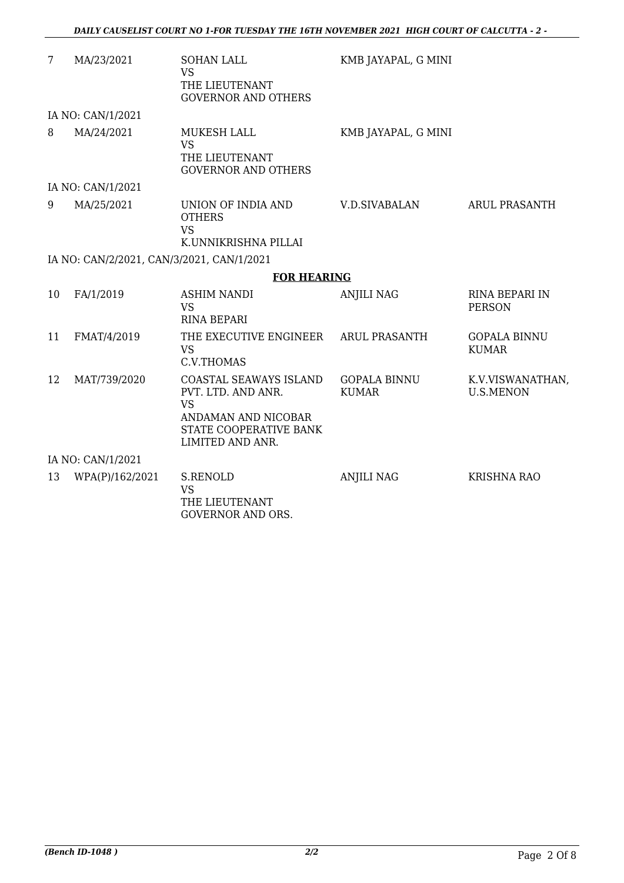| | | | | |
|---|---|---|---|---|
| 7 | MA/23/2021 | SOHAN LALL<br>VS<br>THE LIEUTENANT GOVERNOR AND OTHERS | KMB JAYAPAL, G MINI | |
| IA NO: CAN/1/2021 | | | | |
| 8 | MA/24/2021 | MUKESH LALL<br>VS<br>THE LIEUTENANT GOVERNOR AND OTHERS | KMB JAYAPAL, G MINI | |
| IA NO: CAN/1/2021 | | | | |
| 9 | MA/25/2021 | UNION OF INDIA AND OTHERS<br>VS<br>K.UNNIKRISHNA PILLAI | V.D.SIVABALAN | ARUL PRASANTH |
| IA NO: CAN/2/2021, CAN/3/2021, CAN/1/2021 | | | | |

**FOR HEARING**

| | | | | |
|---|---|---|---|---|
| 10 | FA/1/2019 | ASHIM NANDI<br>VS<br>RINA BEPARI | ANJILI NAG | RINA BEPARI IN PERSON |
| 11 | FMAT/4/2019 | THE EXECUTIVE ENGINEER<br>VS<br>C.V.THOMAS | ARUL PRASANTH | GOPALA BINNU KUMAR |
| 12 | MAT/739/2020 | COASTAL SEAWAYS ISLAND PVT. LTD. AND ANR.<br>VS<br>ANDAMAN AND NICOBAR STATE COOPERATIVE BANK LIMITED AND ANR. | GOPALA BINNU KUMAR | K.V.VISWANATHAN, U.S.MENON |
| IA NO: CAN/1/2021 | | | | |
| 13 | WPA(P)/162/2021 | S.RENOLD<br>VS<br>THE LIEUTENANT GOVERNOR AND ORS. | ANJILI NAG | KRISHNA RAO |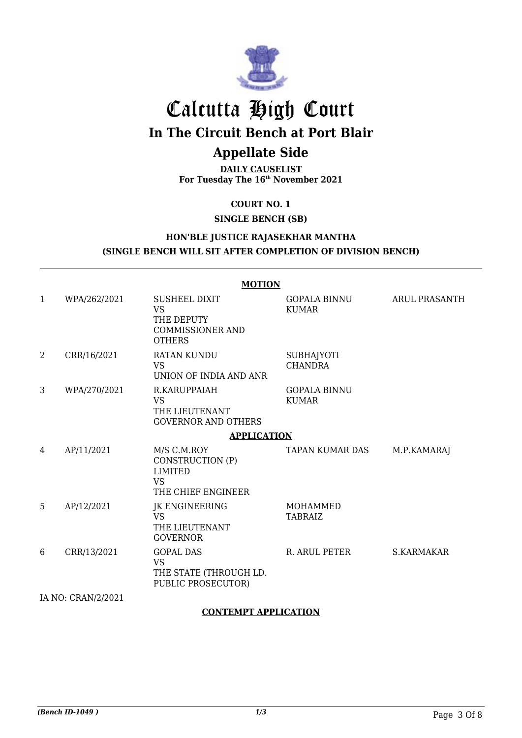# Calcutta High Court

## In The Circuit Bench at Port Blair

## Appellate Side

**DAILY CAUSELIST**
**For Tuesday The 16th November 2021**

**COURT NO. 1**

**SINGLE BENCH (SB)**

**HON'BLE JUSTICE RAJASEKHAR MANTHA**
**(SINGLE BENCH WILL SIT AFTER COMPLETION OF DIVISION BENCH)**

**MOTION**

| | | | | |
|---|---|---|---|---|
| 1 | WPA/262/2021 | SUSHEEL DIXIT VS THE DEPUTY COMMISSIONER AND OTHERS | GOPALA BINNU KUMAR | ARUL PRASANTH |
| 2 | CRR/16/2021 | RATAN KUNDU VS UNION OF INDIA AND ANR | SUBHAJYOTI CHANDRA | |
| 3 | WPA/270/2021 | R.KARUPPAIAH VS THE LIEUTENANT GOVERNOR AND OTHERS | GOPALA BINNU KUMAR | |

**APPLICATION**

| | | | | |
|---|---|---|---|---|
| 4 | AP/11/2021 | M/S C.M.ROY CONSTRUCTION (P) LIMITED VS THE CHIEF ENGINEER | TAPAN KUMAR DAS | M.P.KAMARAJ |
| 5 | AP/12/2021 | JK ENGINEERING VS THE LIEUTENANT GOVERNOR | MOHAMMED TABRAIZ | |
| 6 | CRR/13/2021 | GOPAL DAS VS THE STATE (THROUGH LD. PUBLIC PROSECUTOR) | R. ARUL PETER | S.KARMAKAR |

IA NO: CRAN/2/2021

**CONTEMPT APPLICATION**

*(Bench ID-1049 )*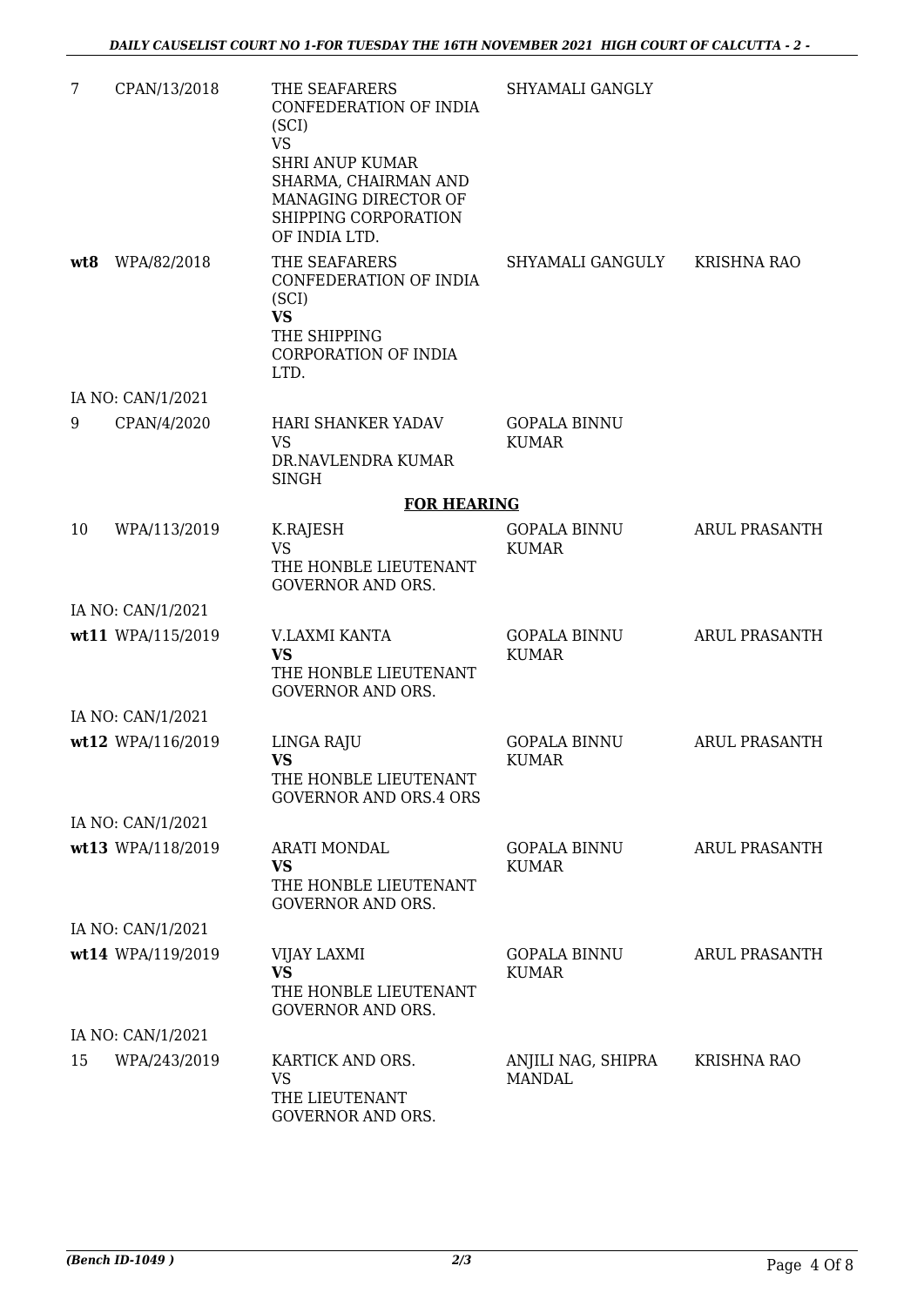| | | | | |
|---|---|---|---|---|
| 7 | CPAN/13/2018 | THE SEAFARERS CONFEDERATION OF INDIA (SCI)<br>VS<br>SHRI ANUP KUMAR SHARMA, CHAIRMAN AND MANAGING DIRECTOR OF SHIPPING CORPORATION OF INDIA LTD. | SHYAMALI GANGLY | |
| **wt8** | WPA/82/2018 | THE SEAFARERS CONFEDERATION OF INDIA (SCI)<br>**VS**<br>THE SHIPPING CORPORATION OF INDIA LTD. | SHYAMALI GANGULY | KRISHNA RAO |
| IA NO: CAN/1/2021 | | | | |
| 9 | CPAN/4/2020 | HARI SHANKER YADAV<br>VS<br>DR.NAVLENDRA KUMAR SINGH | GOPALA BINNU KUMAR | |
| | | **FOR HEARING** | | |
| 10 | WPA/113/2019 | K.RAJESH<br>VS<br>THE HONBLE LIEUTENANT GOVERNOR AND ORS. | GOPALA BINNU KUMAR | ARUL PRASANTH |
| IA NO: CAN/1/2021 | | | | |
| **wt11** | WPA/115/2019 | V.LAXMI KANTA<br>**VS**<br>THE HONBLE LIEUTENANT GOVERNOR AND ORS. | GOPALA BINNU KUMAR | ARUL PRASANTH |
| IA NO: CAN/1/2021 | | | | |
| **wt12** | WPA/116/2019 | LINGA RAJU<br>**VS**<br>THE HONBLE LIEUTENANT GOVERNOR AND ORS.4 ORS | GOPALA BINNU KUMAR | ARUL PRASANTH |
| IA NO: CAN/1/2021 | | | | |
| **wt13** | WPA/118/2019 | ARATI MONDAL<br>**VS**<br>THE HONBLE LIEUTENANT GOVERNOR AND ORS. | GOPALA BINNU KUMAR | ARUL PRASANTH |
| IA NO: CAN/1/2021 | | | | |
| **wt14** | WPA/119/2019 | VIJAY LAXMI<br>**VS**<br>THE HONBLE LIEUTENANT GOVERNOR AND ORS. | GOPALA BINNU KUMAR | ARUL PRASANTH |
| IA NO: CAN/1/2021 | | | | |
| 15 | WPA/243/2019 | KARTICK AND ORS.<br>VS<br>THE LIEUTENANT GOVERNOR AND ORS. | ANJILI NAG, SHIPRA MANDAL | KRISHNA RAO |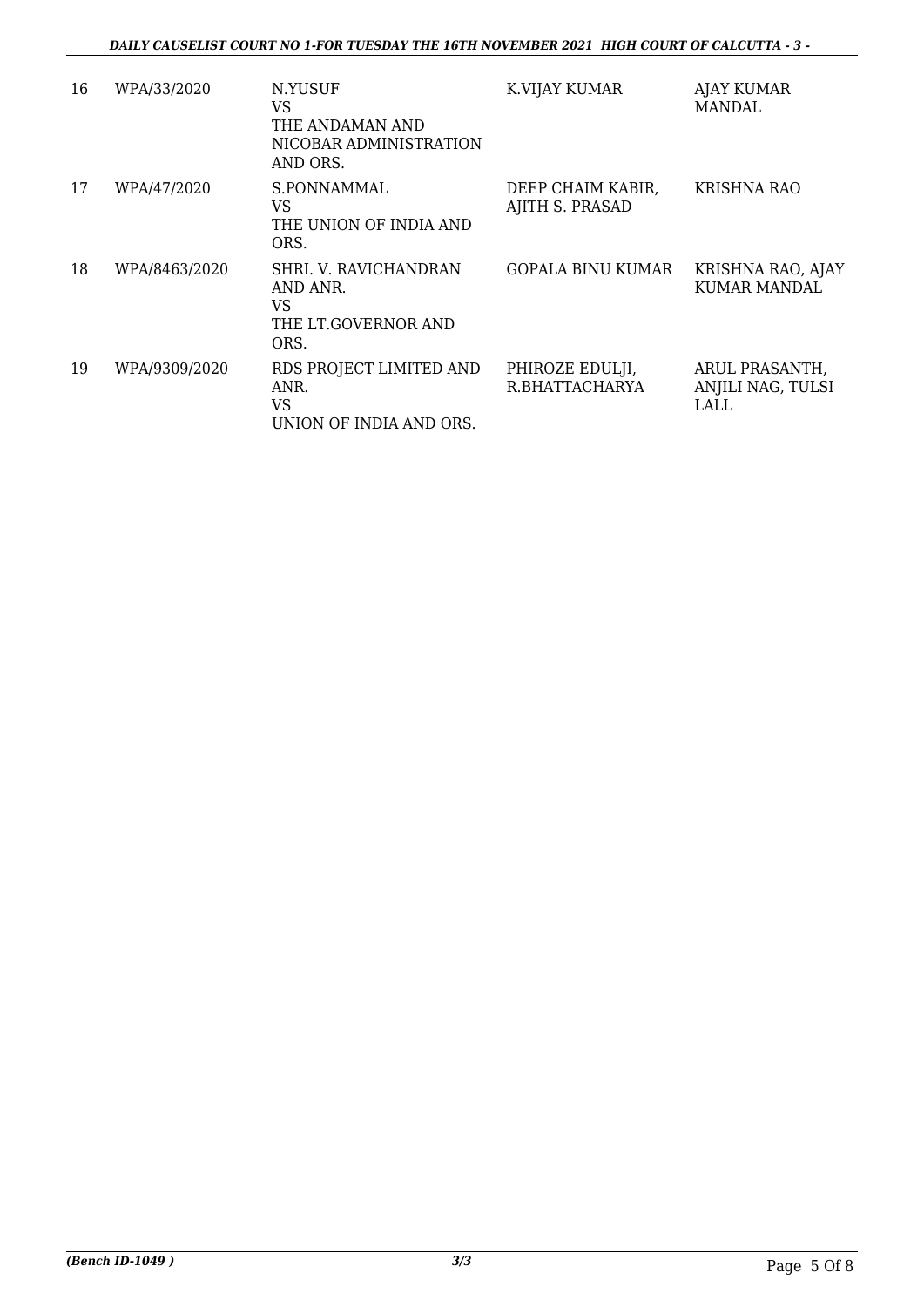| 16 | WPA/33/2020 | N.YUSUF<br>VS<br>THE ANDAMAN AND NICOBAR ADMINISTRATION AND ORS. | K.VIJAY KUMAR | AJAY KUMAR MANDAL |
|---|---|---|---|---|
| 17 | WPA/47/2020 | S.PONNAMMAL<br>VS<br>THE UNION OF INDIA AND ORS. | DEEP CHAIM KABIR, AJITH S. PRASAD | KRISHNA RAO |
| 18 | WPA/8463/2020 | SHRI. V. RAVICHANDRAN AND ANR.<br>VS<br>THE LT.GOVERNOR AND ORS. | GOPALA BINU KUMAR | KRISHNA RAO, AJAY KUMAR MANDAL |
| 19 | WPA/9309/2020 | RDS PROJECT LIMITED AND ANR.<br>VS<br>UNION OF INDIA AND ORS. | PHIROZE EDULJI, R.BHATTACHARYA | ARUL PRASANTH, ANJILI NAG, TULSI LALL |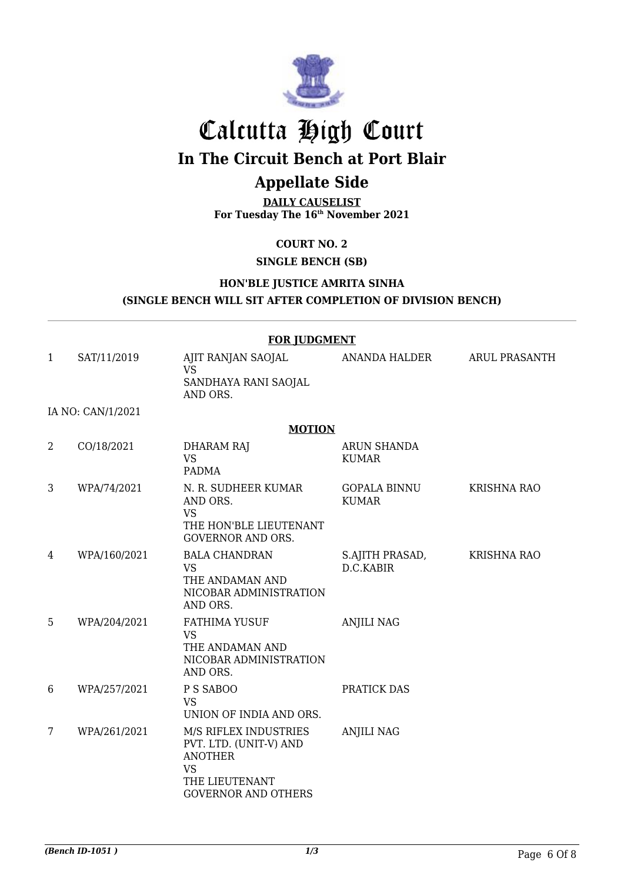# Calcutta High Court

## In The Circuit Bench at Port Blair

## Appellate Side

**DAILY CAUSELIST**
**For Tuesday The 16th November 2021**

**COURT NO. 2**

**SINGLE BENCH (SB)**

**HON'BLE JUSTICE AMRITA SINHA**
**(SINGLE BENCH WILL SIT AFTER COMPLETION OF DIVISION BENCH)**

**FOR JUDGMENT**

| | | | | |
|---|---|---|---|---|
| 1 | SAT/11/2019 | AJIT RANJAN SAOJAL VS SANDHAYA RANI SAOJAL AND ORS. | ANANDA HALDER | ARUL PRASANTH |
| | IA NO: CAN/1/2021 | | | |

**MOTION**

| | | | | |
|---|---|---|---|---|
| 2 | CO/18/2021 | DHARAM RAJ VS PADMA | ARUN SHANDA KUMAR | |
| 3 | WPA/74/2021 | N. R. SUDHEER KUMAR AND ORS. VS THE HON'BLE LIEUTENANT GOVERNOR AND ORS. | GOPALA BINNU KUMAR | KRISHNA RAO |
| 4 | WPA/160/2021 | BALA CHANDRAN VS THE ANDAMAN AND NICOBAR ADMINISTRATION AND ORS. | S.AJITH PRASAD, D.C.KABIR | KRISHNA RAO |
| 5 | WPA/204/2021 | FATHIMA YUSUF VS THE ANDAMAN AND NICOBAR ADMINISTRATION AND ORS. | ANJILI NAG | |
| 6 | WPA/257/2021 | P S SABOO VS UNION OF INDIA AND ORS. | PRATICK DAS | |
| 7 | WPA/261/2021 | M/S RIFLEX INDUSTRIES PVT. LTD. (UNIT-V) AND ANOTHER VS THE LIEUTENANT GOVERNOR AND OTHERS | ANJILI NAG | |

*(Bench ID-1051 )*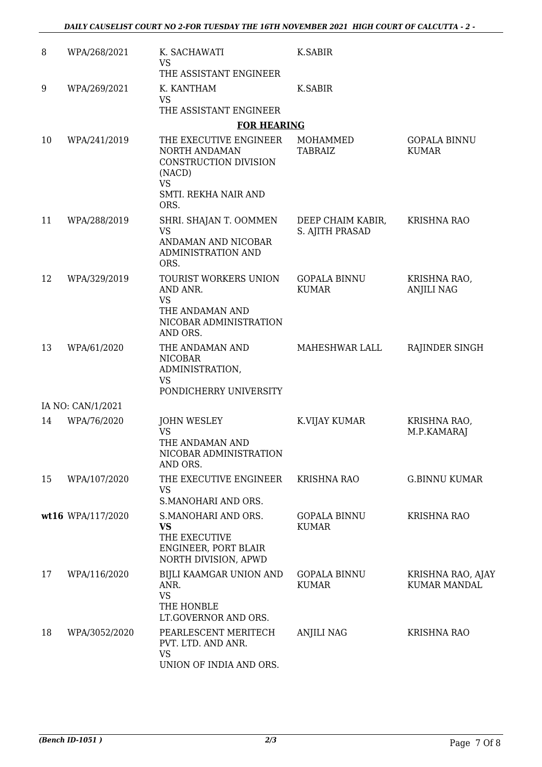| | | | | |
|---|---|---|---|---|
| 8 | WPA/268/2021 | K. SACHAWATI<br>VS<br>THE ASSISTANT ENGINEER | K.SABIR | |
| 9 | WPA/269/2021 | K. KANTHAM<br>VS<br>THE ASSISTANT ENGINEER | K.SABIR | |

**FOR HEARING**

| | | | | |
|---|---|---|---|---|
| 10 | WPA/241/2019 | THE EXECUTIVE ENGINEER NORTH ANDAMAN CONSTRUCTION DIVISION (NACD)<br>VS<br>SMTI. REKHA NAIR AND ORS. | MOHAMMED TABRAIZ | GOPALA BINNU KUMAR |
| 11 | WPA/288/2019 | SHRI. SHAJAN T. OOMMEN<br>VS<br>ANDAMAN AND NICOBAR ADMINISTRATION AND ORS. | DEEP CHAIM KABIR, S. AJITH PRASAD | KRISHNA RAO |
| 12 | WPA/329/2019 | TOURIST WORKERS UNION AND ANR.<br>VS<br>THE ANDAMAN AND NICOBAR ADMINISTRATION AND ORS. | GOPALA BINNU KUMAR | KRISHNA RAO, ANJILI NAG |
| 13 | WPA/61/2020 | THE ANDAMAN AND NICOBAR ADMINISTRATION,<br>VS<br>PONDICHERRY UNIVERSITY | MAHESHWAR LALL | RAJINDER SINGH |
| IA NO: CAN/1/2021 | | | | |
| 14 | WPA/76/2020 | JOHN WESLEY<br>VS<br>THE ANDAMAN AND NICOBAR ADMINISTRATION AND ORS. | K.VIJAY KUMAR | KRISHNA RAO, M.P.KAMARAJ |
| 15 | WPA/107/2020 | THE EXECUTIVE ENGINEER<br>VS<br>S.MANOHARI AND ORS. | KRISHNA RAO | G.BINNU KUMAR |
| **wt16** | WPA/117/2020 | S.MANOHARI AND ORS.<br>**VS**<br>THE EXECUTIVE ENGINEER, PORT BLAIR NORTH DIVISION, APWD | GOPALA BINNU KUMAR | KRISHNA RAO |
| 17 | WPA/116/2020 | BIJLI KAAMGAR UNION AND ANR.<br>VS<br>THE HONBLE LT.GOVERNOR AND ORS. | GOPALA BINNU KUMAR | KRISHNA RAO, AJAY KUMAR MANDAL |
| 18 | WPA/3052/2020 | PEARLESCENT MERITECH PVT. LTD. AND ANR.<br>VS<br>UNION OF INDIA AND ORS. | ANJILI NAG | KRISHNA RAO |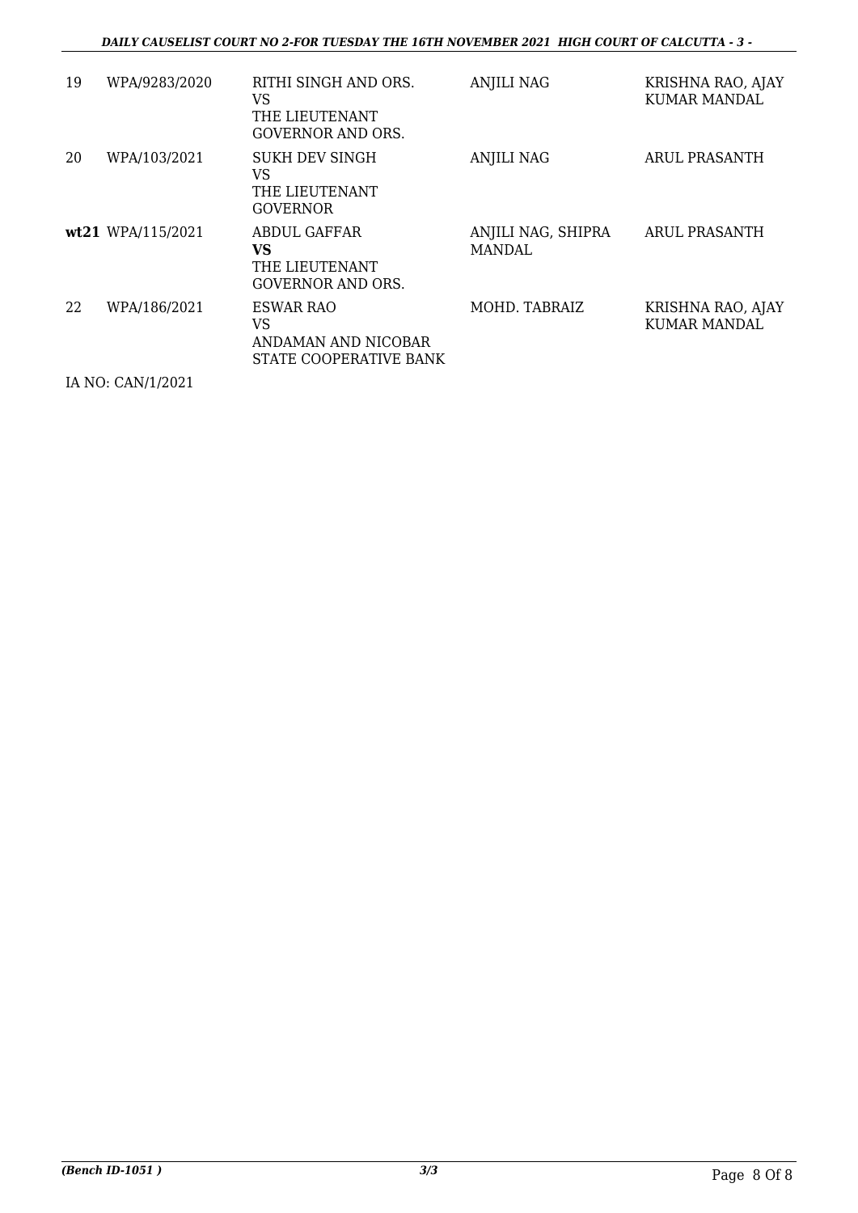| | | | | |
|---|---|---|---|---|
| 19 | WPA/9283/2020 | RITHI SINGH AND ORS.<br>VS<br>THE LIEUTENANT GOVERNOR AND ORS. | ANJILI NAG | KRISHNA RAO, AJAY KUMAR MANDAL |
| 20 | WPA/103/2021 | SUKH DEV SINGH<br>VS<br>THE LIEUTENANT GOVERNOR | ANJILI NAG | ARUL PRASANTH |
| **wt21** | WPA/115/2021 | ABDUL GAFFAR<br>**VS**<br>THE LIEUTENANT GOVERNOR AND ORS. | ANJILI NAG, SHIPRA MANDAL | ARUL PRASANTH |
| 22 | WPA/186/2021 | ESWAR RAO<br>VS<br>ANDAMAN AND NICOBAR STATE COOPERATIVE BANK | MOHD. TABRAIZ | KRISHNA RAO, AJAY KUMAR MANDAL |

IA NO: CAN/1/2021

*(Bench ID-1051 )*